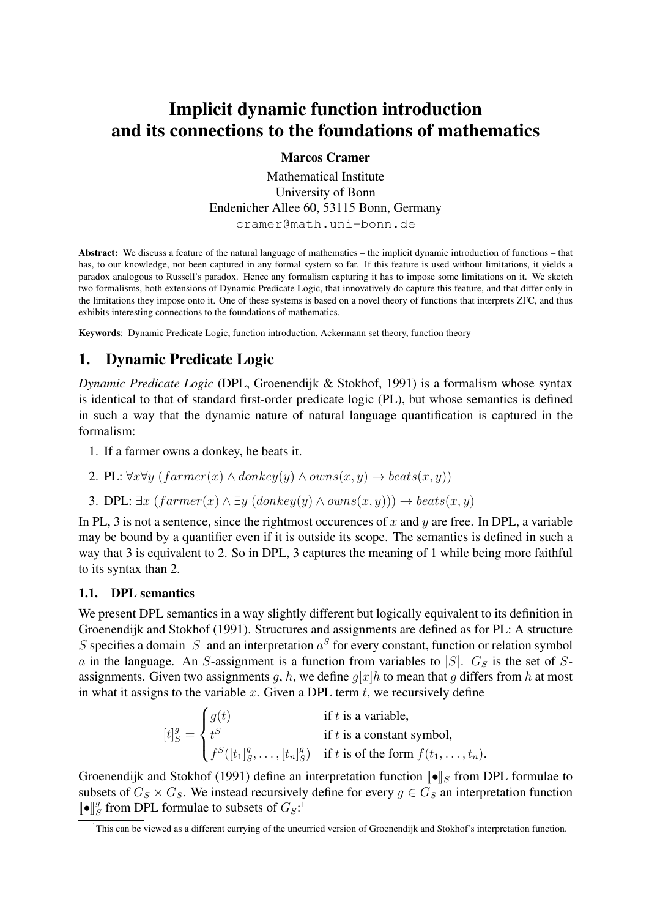# Implicit dynamic function introduction and its connections to the foundations of mathematics

**Marcos Cramer**

Mathematical Institute
University of Bonn
Endenicher Allee 60, 53115 Bonn, Germany
cramer@math.uni-bonn.de

**Abstract:** We discuss a feature of the natural language of mathematics – the implicit dynamic introduction of functions – that has, to our knowledge, not been captured in any formal system so far. If this feature is used without limitations, it yields a paradox analogous to Russell's paradox. Hence any formalism capturing it has to impose some limitations on it. We sketch two formalisms, both extensions of Dynamic Predicate Logic, that innovatively do capture this feature, and that differ only in the limitations they impose onto it. One of these systems is based on a novel theory of functions that interprets ZFC, and thus exhibits interesting connections to the foundations of mathematics.

**Keywords**: Dynamic Predicate Logic, function introduction, Ackermann set theory, function theory

## 1. Dynamic Predicate Logic

*Dynamic Predicate Logic* (DPL, Groenendijk & Stokhof, 1991) is a formalism whose syntax is identical to that of standard first-order predicate logic (PL), but whose semantics is defined in such a way that the dynamic nature of natural language quantification is captured in the formalism:

1. If a farmer owns a donkey, he beats it.
2. PL: $\forall x \forall y\ (farmer(x) \wedge donkey(y) \wedge owns(x, y) \rightarrow beats(x, y))$
3. DPL: $\exists x\ (farmer(x) \wedge \exists y\ (donkey(y) \wedge owns(x, y))) \rightarrow beats(x, y)$

In PL, 3 is not a sentence, since the rightmost occurences of $x$ and $y$ are free. In DPL, a variable may be bound by a quantifier even if it is outside its scope. The semantics is defined in such a way that 3 is equivalent to 2. So in DPL, 3 captures the meaning of 1 while being more faithful to its syntax than 2.

### 1.1. DPL semantics

We present DPL semantics in a way slightly different but logically equivalent to its definition in Groenendijk and Stokhof (1991). Structures and assignments are defined as for PL: A structure $S$ specifies a domain $|S|$ and an interpretation $a^S$ for every constant, function or relation symbol $a$ in the language. An $S$-assignment is a function from variables to $|S|$. $G_S$ is the set of $S$-assignments. Given two assignments $g, h$, we define $g[x]h$ to mean that $g$ differs from $h$ at most in what it assigns to the variable $x$. Given a DPL term $t$, we recursively define

$$[t]^g_S = \begin{cases} g(t) & \text{if } t \text{ is a variable,} \\ t^S & \text{if } t \text{ is a constant symbol,} \\ f^S([t_1]^g_S, \dots, [t_n]^g_S) & \text{if } t \text{ is of the form } f(t_1, \dots, t_n). \end{cases}$$

Groenendijk and Stokhof (1991) define an interpretation function $[\![\bullet]\!]_S$ from DPL formulae to subsets of $G_S \times G_S$. We instead recursively define for every $g \in G_S$ an interpretation function $[\![\bullet]\!]^g_S$ from DPL formulae to subsets of $G_S$:[1]

[1] This can be viewed as a different currying of the uncurried version of Groenendijk and Stokhof's interpretation function.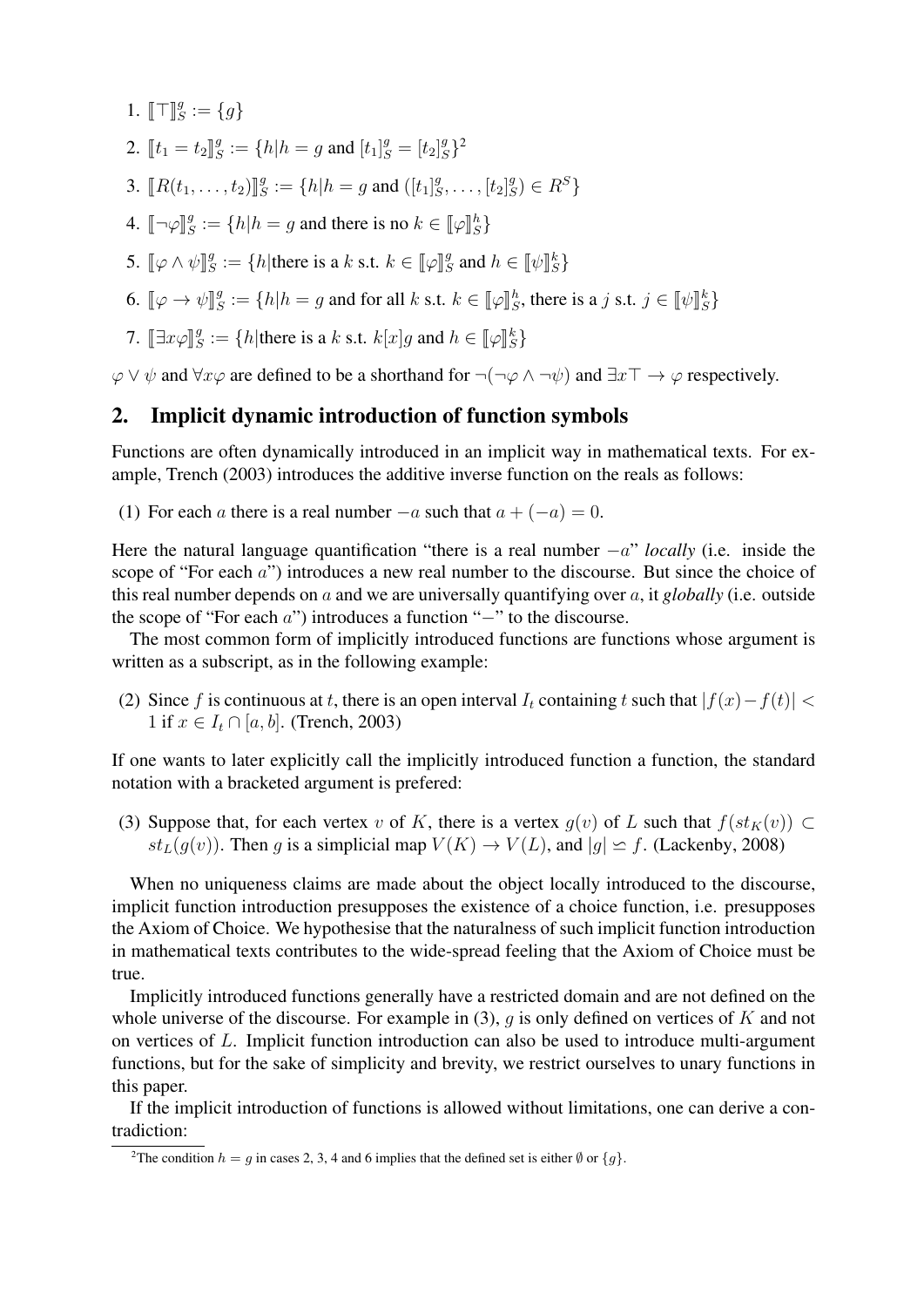1. $[\![\top]\!]_S^g := \{g\}$
2. $[\![t_1 = t_2]\!]_S^g := \{h | h = g \text{ and } [t_1]_S^g = [t_2]_S^g\}$[2]
3. $[\![R(t_1, \ldots, t_2)]\!]_S^g := \{h | h = g \text{ and } ([t_1]_S^g, \ldots, [t_2]_S^g) \in R^S\}$
4. $[\![\neg\varphi]\!]_S^g := \{h | h = g \text{ and there is no } k \in [\![\varphi]\!]_S^h\}$
5. $[\![\varphi \wedge \psi]\!]_S^g := \{h | \text{there is a } k \text{ s.t. } k \in [\![\varphi]\!]_S^g \text{ and } h \in [\![\psi]\!]_S^k\}$
6. $[\![\varphi \rightarrow \psi]\!]_S^g := \{h | h = g \text{ and for all } k \text{ s.t. } k \in [\![\varphi]\!]_S^h, \text{ there is a } j \text{ s.t. } j \in [\![\psi]\!]_S^k\}$
7. $[\![\exists x\varphi]\!]_S^g := \{h | \text{there is a } k \text{ s.t. } k[x]g \text{ and } h \in [\![\varphi]\!]_S^k\}$

$\varphi \vee \psi$ and $\forall x\varphi$ are defined to be a shorthand for $\neg(\neg\varphi \wedge \neg\psi)$ and $\exists x\top \rightarrow \varphi$ respectively.

## 2. Implicit dynamic introduction of function symbols

Functions are often dynamically introduced in an implicit way in mathematical texts. For example, Trench (2003) introduces the additive inverse function on the reals as follows:

(1) For each $a$ there is a real number $-a$ such that $a + (-a) = 0$.

Here the natural language quantification "there is a real number $-a$" *locally* (i.e. inside the scope of "For each $a$") introduces a new real number to the discourse. But since the choice of this real number depends on $a$ and we are universally quantifying over $a$, it *globally* (i.e. outside the scope of "For each $a$") introduces a function "$-$" to the discourse.

The most common form of implicitly introduced functions are functions whose argument is written as a subscript, as in the following example:

(2) Since $f$ is continuous at $t$, there is an open interval $I_t$ containing $t$ such that $|f(x)-f(t)| < 1$ if $x \in I_t \cap [a, b]$. (Trench, 2003)

If one wants to later explicitly call the implicitly introduced function a function, the standard notation with a bracketed argument is prefered:

(3) Suppose that, for each vertex $v$ of $K$, there is a vertex $g(v)$ of $L$ such that $f(st_K(v)) \subset st_L(g(v))$. Then $g$ is a simplicial map $V(K) \rightarrow V(L)$, and $|g| \simeq f$. (Lackenby, 2008)

When no uniqueness claims are made about the object locally introduced to the discourse, implicit function introduction presupposes the existence of a choice function, i.e. presupposes the Axiom of Choice. We hypothesise that the naturalness of such implicit function introduction in mathematical texts contributes to the wide-spread feeling that the Axiom of Choice must be true.

Implicitly introduced functions generally have a restricted domain and are not defined on the whole universe of the discourse. For example in (3), $g$ is only defined on vertices of $K$ and not on vertices of $L$. Implicit function introduction can also be used to introduce multi-argument functions, but for the sake of simplicity and brevity, we restrict ourselves to unary functions in this paper.

If the implicit introduction of functions is allowed without limitations, one can derive a contradiction:

[2] The condition $h = g$ in cases 2, 3, 4 and 6 implies that the defined set is either $\emptyset$ or $\{g\}$.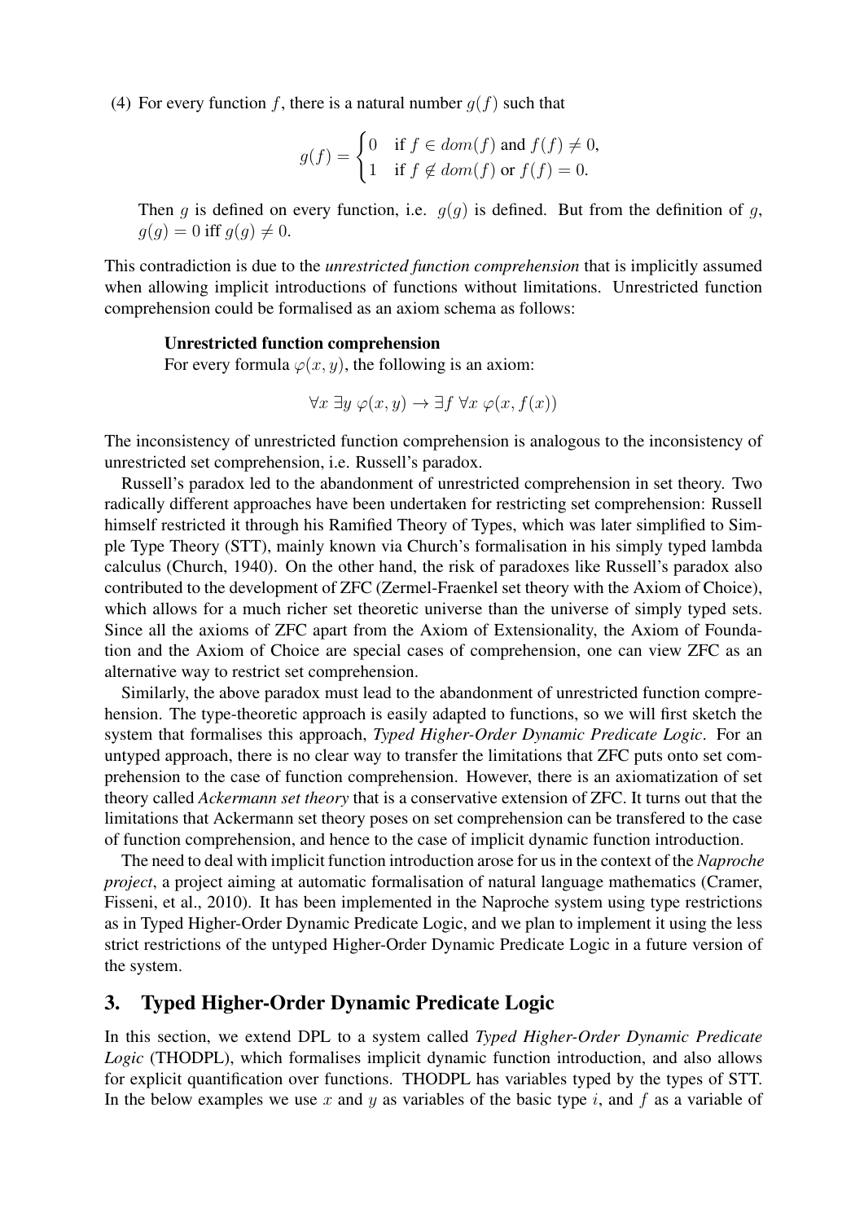(4) For every function $f$, there is a natural number $g(f)$ such that

$$g(f) = \begin{cases} 0 & \text{if } f \in dom(f) \text{ and } f(f) \neq 0, \\ 1 & \text{if } f \notin dom(f) \text{ or } f(f) = 0. \end{cases}$$

Then $g$ is defined on every function, i.e. $g(g)$ is defined. But from the definition of $g$, $g(g) = 0$ iff $g(g) \neq 0$.

This contradiction is due to the *unrestricted function comprehension* that is implicitly assumed when allowing implicit introductions of functions without limitations. Unrestricted function comprehension could be formalised as an axiom schema as follows:

**Unrestricted function comprehension**
For every formula $\varphi(x, y)$, the following is an axiom:

$$\forall x \; \exists y \; \varphi(x, y) \rightarrow \exists f \; \forall x \; \varphi(x, f(x))$$

The inconsistency of unrestricted function comprehension is analogous to the inconsistency of unrestricted set comprehension, i.e. Russell's paradox.

Russell's paradox led to the abandonment of unrestricted comprehension in set theory. Two radically different approaches have been undertaken for restricting set comprehension: Russell himself restricted it through his Ramified Theory of Types, which was later simplified to Simple Type Theory (STT), mainly known via Church's formalisation in his simply typed lambda calculus (Church, 1940). On the other hand, the risk of paradoxes like Russell's paradox also contributed to the development of ZFC (Zermel-Fraenkel set theory with the Axiom of Choice), which allows for a much richer set theoretic universe than the universe of simply typed sets. Since all the axioms of ZFC apart from the Axiom of Extensionality, the Axiom of Foundation and the Axiom of Choice are special cases of comprehension, one can view ZFC as an alternative way to restrict set comprehension.

Similarly, the above paradox must lead to the abandonment of unrestricted function comprehension. The type-theoretic approach is easily adapted to functions, so we will first sketch the system that formalises this approach, *Typed Higher-Order Dynamic Predicate Logic*. For an untyped approach, there is no clear way to transfer the limitations that ZFC puts onto set comprehension to the case of function comprehension. However, there is an axiomatization of set theory called *Ackermann set theory* that is a conservative extension of ZFC. It turns out that the limitations that Ackermann set theory poses on set comprehension can be transfered to the case of function comprehension, and hence to the case of implicit dynamic function introduction.

The need to deal with implicit function introduction arose for us in the context of the *Naproche project*, a project aiming at automatic formalisation of natural language mathematics (Cramer, Fisseni, et al., 2010). It has been implemented in the Naproche system using type restrictions as in Typed Higher-Order Dynamic Predicate Logic, and we plan to implement it using the less strict restrictions of the untyped Higher-Order Dynamic Predicate Logic in a future version of the system.

## 3. Typed Higher-Order Dynamic Predicate Logic

In this section, we extend DPL to a system called *Typed Higher-Order Dynamic Predicate Logic* (THODPL), which formalises implicit dynamic function introduction, and also allows for explicit quantification over functions. THODPL has variables typed by the types of STT. In the below examples we use $x$ and $y$ as variables of the basic type $i$, and $f$ as a variable of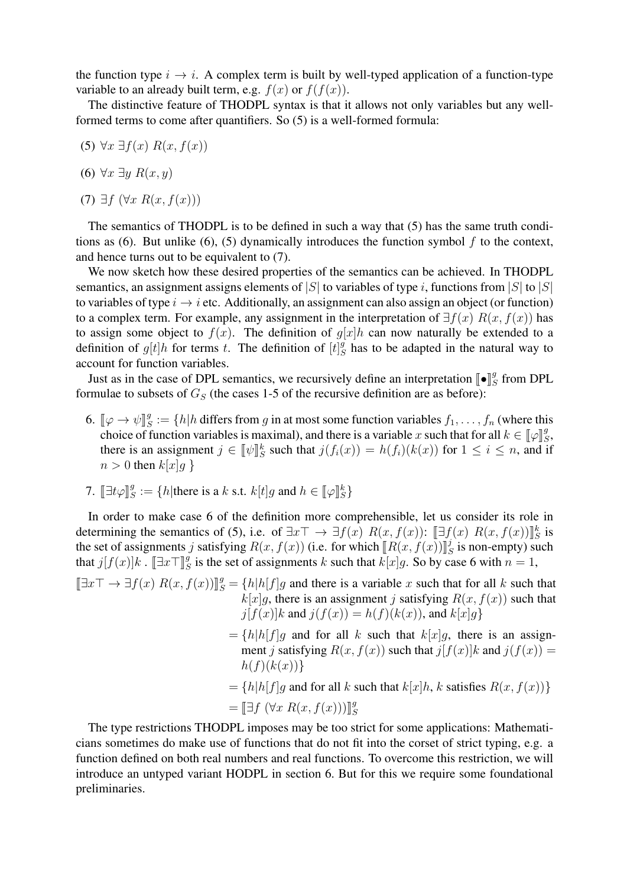the function type $i \to i$. A complex term is built by well-typed application of a function-type variable to an already built term, e.g. $f(x)$ or $f(f(x))$.

The distinctive feature of THODPL syntax is that it allows not only variables but any well-formed terms to come after quantifiers. So (5) is a well-formed formula:

(5) $\forall x\ \exists f(x)\ R(x, f(x))$

(6) $\forall x\ \exists y\ R(x, y)$

(7) $\exists f\ (\forall x\ R(x, f(x)))$

The semantics of THODPL is to be defined in such a way that (5) has the same truth conditions as (6). But unlike (6), (5) dynamically introduces the function symbol $f$ to the context, and hence turns out to be equivalent to (7).

We now sketch how these desired properties of the semantics can be achieved. In THODPL semantics, an assignment assigns elements of $|S|$ to variables of type $i$, functions from $|S|$ to $|S|$ to variables of type $i \to i$ etc. Additionally, an assignment can also assign an object (or function) to a complex term. For example, any assignment in the interpretation of $\exists f(x)\ R(x, f(x))$ has to assign some object to $f(x)$. The definition of $g[x]h$ can now naturally be extended to a definition of $g[t]h$ for terms $t$. The definition of $[t]^g_S$ has to be adapted in the natural way to account for function variables.

Just as in the case of DPL semantics, we recursively define an interpretation $[\![\bullet]\!]^g_S$ from DPL formulae to subsets of $G_S$ (the cases 1-5 of the recursive definition are as before):

6. $[\![\varphi \to \psi]\!]^g_S := \{h | h$ differs from $g$ in at most some function variables $f_1, \ldots, f_n$ (where this choice of function variables is maximal), and there is a variable $x$ such that for all $k \in [\![\varphi]\!]^g_S$, there is an assignment $j \in [\![\psi]\!]^k_S$ such that $j(f_i(x)) = h(f_i)(k(x))$ for $1 \leq i \leq n$, and if $n > 0$ then $k[x]g$ $\}$

7. $[\![\exists t \varphi]\!]^g_S := \{h |$there is a $k$ s.t. $k[t]g$ and $h \in [\![\varphi]\!]^k_S\}$

In order to make case 6 of the definition more comprehensible, let us consider its role in determining the semantics of (5), i.e. of $\exists x \top \to \exists f(x)\ R(x, f(x))$: $[\![\exists f(x)\ R(x, f(x))]\!]^k_S$ is the set of assignments $j$ satisfying $R(x, f(x))$ (i.e. for which $[\![R(x, f(x))]\!]^j_S$ is non-empty) such that $j[f(x)]k$ . $[\![\exists x \top]\!]^g_S$ is the set of assignments $k$ such that $k[x]g$. So by case 6 with $n = 1$,

$[\![\exists x \top \to \exists f(x)\ R(x, f(x))]\!]^g_S = \{h | h[f]g$ and there is a variable $x$ such that for all $k$ such that $k[x]g$, there is an assignment $j$ satisfying $R(x, f(x))$ such that $j[f(x)]k$ and $j(f(x)) = h(f)(k(x))$, and $k[x]g\}$

$= \{h | h[f]g$ and for all $k$ such that $k[x]g$, there is an assignment $j$ satisfying $R(x, f(x))$ such that $j[f(x)]k$ and $j(f(x)) = h(f)(k(x))\}$

$= \{h | h[f]g$ and for all $k$ such that $k[x]h$, $k$ satisfies $R(x, f(x))\}$

$= [\![\exists f\ (\forall x\ R(x, f(x)))]\!]^g_S$

The type restrictions THODPL imposes may be too strict for some applications: Mathematicians sometimes do make use of functions that do not fit into the corset of strict typing, e.g. a function defined on both real numbers and real functions. To overcome this restriction, we will introduce an untyped variant HODPL in section 6. But for this we require some foundational preliminaries.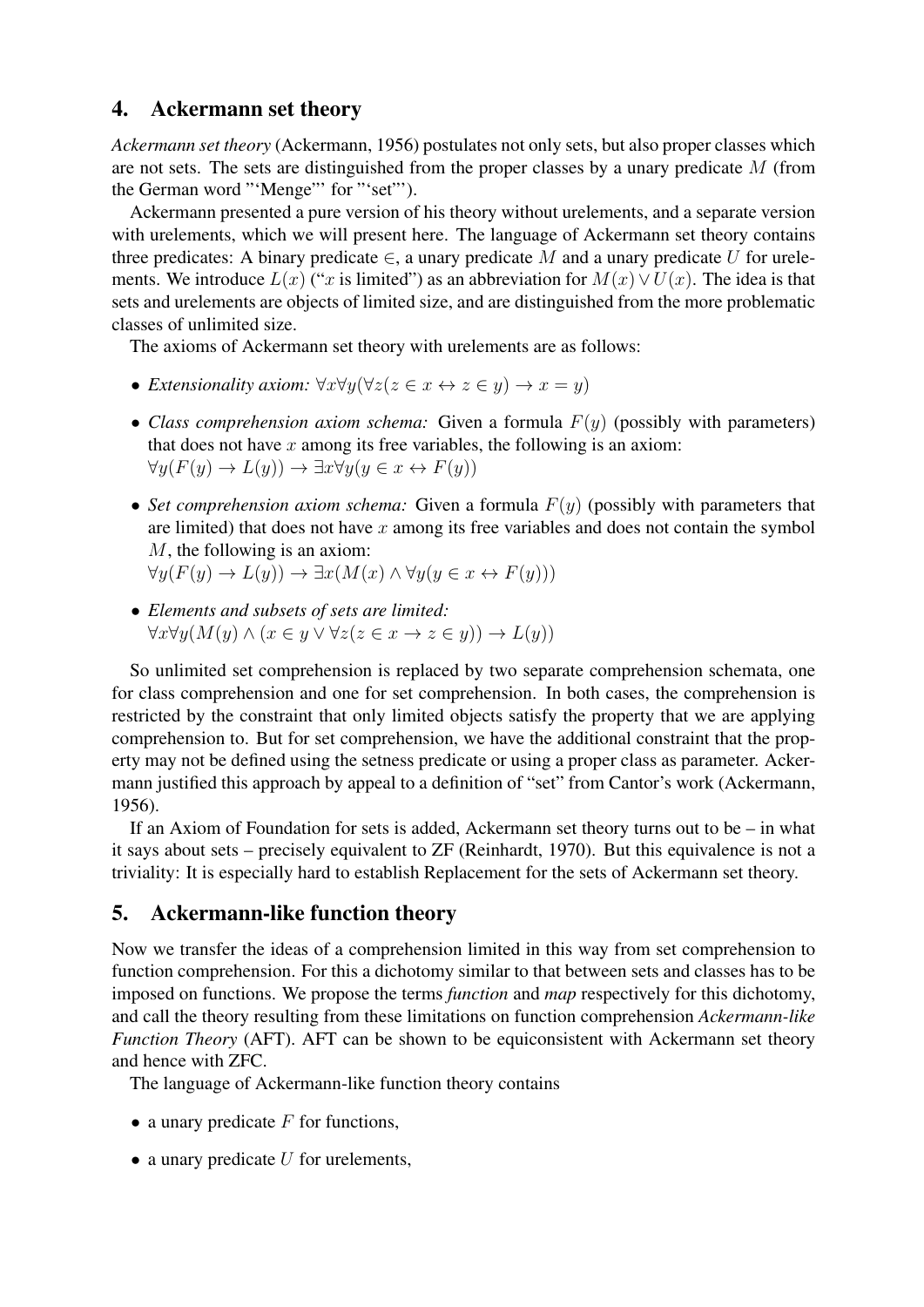## 4. Ackermann set theory

*Ackermann set theory* (Ackermann, 1956) postulates not only sets, but also proper classes which are not sets. The sets are distinguished from the proper classes by a unary predicate $M$ (from the German word "'Menge"' for "'set"').

Ackermann presented a pure version of his theory without urelements, and a separate version with urelements, which we will present here. The language of Ackermann set theory contains three predicates: A binary predicate $\in$, a unary predicate $M$ and a unary predicate $U$ for urelements. We introduce $L(x)$ ("$x$ is limited") as an abbreviation for $M(x) \vee U(x)$. The idea is that sets and urelements are objects of limited size, and are distinguished from the more problematic classes of unlimited size.

The axioms of Ackermann set theory with urelements are as follows:

- *Extensionality axiom:* $\forall x \forall y (\forall z (z \in x \leftrightarrow z \in y) \rightarrow x = y)$
- *Class comprehension axiom schema:* Given a formula $F(y)$ (possibly with parameters) that does not have $x$ among its free variables, the following is an axiom: $\forall y (F(y) \rightarrow L(y)) \rightarrow \exists x \forall y (y \in x \leftrightarrow F(y))$
- *Set comprehension axiom schema:* Given a formula $F(y)$ (possibly with parameters that are limited) that does not have $x$ among its free variables and does not contain the symbol $M$, the following is an axiom: $\forall y (F(y) \rightarrow L(y)) \rightarrow \exists x (M(x) \wedge \forall y (y \in x \leftrightarrow F(y)))$
- *Elements and subsets of sets are limited:* $\forall x \forall y (M(y) \wedge (x \in y \vee \forall z (z \in x \rightarrow z \in y)) \rightarrow L(y))$

So unlimited set comprehension is replaced by two separate comprehension schemata, one for class comprehension and one for set comprehension. In both cases, the comprehension is restricted by the constraint that only limited objects satisfy the property that we are applying comprehension to. But for set comprehension, we have the additional constraint that the property may not be defined using the setness predicate or using a proper class as parameter. Ackermann justified this approach by appeal to a definition of "set" from Cantor's work (Ackermann, 1956).

If an Axiom of Foundation for sets is added, Ackermann set theory turns out to be – in what it says about sets – precisely equivalent to ZF (Reinhardt, 1970). But this equivalence is not a triviality: It is especially hard to establish Replacement for the sets of Ackermann set theory.

## 5. Ackermann-like function theory

Now we transfer the ideas of a comprehension limited in this way from set comprehension to function comprehension. For this a dichotomy similar to that between sets and classes has to be imposed on functions. We propose the terms *function* and *map* respectively for this dichotomy, and call the theory resulting from these limitations on function comprehension *Ackermann-like Function Theory* (AFT). AFT can be shown to be equiconsistent with Ackermann set theory and hence with ZFC.

The language of Ackermann-like function theory contains

- a unary predicate $F$ for functions,
- a unary predicate $U$ for urelements,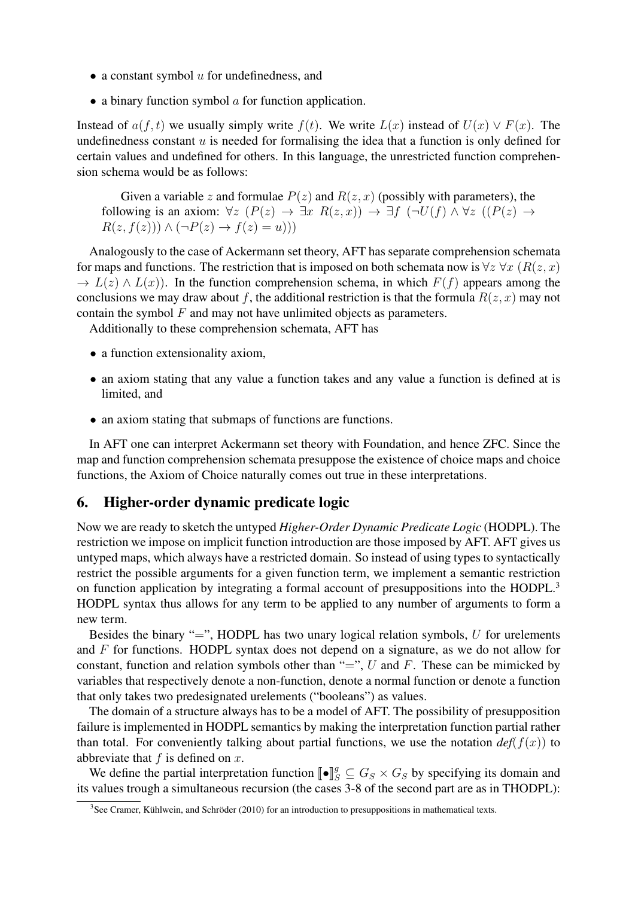- a constant symbol $u$ for undefinedness, and
- a binary function symbol $a$ for function application.

Instead of $a(f, t)$ we usually simply write $f(t)$. We write $L(x)$ instead of $U(x) \vee F(x)$. The undefinedness constant $u$ is needed for formalising the idea that a function is only defined for certain values and undefined for others. In this language, the unrestricted function comprehension schema would be as follows:

> Given a variable $z$ and formulae $P(z)$ and $R(z, x)$ (possibly with parameters), the following is an axiom: $\forall z\ (P(z) \rightarrow \exists x\ R(z, x)) \rightarrow \exists f\ (\neg U(f) \wedge \forall z\ ((P(z) \rightarrow R(z, f(z))) \wedge (\neg P(z) \rightarrow f(z) = u)))$

Analogously to the case of Ackermann set theory, AFT has separate comprehension schemata for maps and functions. The restriction that is imposed on both schemata now is $\forall z\ \forall x\ (R(z, x) \rightarrow L(z) \wedge L(x))$. In the function comprehension schema, in which $F(f)$ appears among the conclusions we may draw about $f$, the additional restriction is that the formula $R(z, x)$ may not contain the symbol $F$ and may not have unlimited objects as parameters.

Additionally to these comprehension schemata, AFT has

- a function extensionality axiom,
- an axiom stating that any value a function takes and any value a function is defined at is limited, and
- an axiom stating that submaps of functions are functions.

In AFT one can interpret Ackermann set theory with Foundation, and hence ZFC. Since the map and function comprehension schemata presuppose the existence of choice maps and choice functions, the Axiom of Choice naturally comes out true in these interpretations.

## 6. Higher-order dynamic predicate logic

Now we are ready to sketch the untyped *Higher-Order Dynamic Predicate Logic* (HODPL). The restriction we impose on implicit function introduction are those imposed by AFT. AFT gives us untyped maps, which always have a restricted domain. So instead of using types to syntactically restrict the possible arguments for a given function term, we implement a semantic restriction on function application by integrating a formal account of presuppositions into the HODPL.[3] HODPL syntax thus allows for any term to be applied to any number of arguments to form a new term.

Besides the binary "$=$", HODPL has two unary logical relation symbols, $U$ for urelements and $F$ for functions. HODPL syntax does not depend on a signature, as we do not allow for constant, function and relation symbols other than "$=$", $U$ and $F$. These can be mimicked by variables that respectively denote a non-function, denote a normal function or denote a function that only takes two predesignated urelements ("booleans") as values.

The domain of a structure always has to be a model of AFT. The possibility of presupposition failure is implemented in HODPL semantics by making the interpretation function partial rather than total. For conveniently talking about partial functions, we use the notation *def*$(f(x))$ to abbreviate that $f$ is defined on $x$.

We define the partial interpretation function $[\![\bullet]\!]_S^g \subseteq G_S \times G_S$ by specifying its domain and its values trough a simultaneous recursion (the cases 3-8 of the second part are as in THODPL):

[3] See Cramer, Kühlwein, and Schröder (2010) for an introduction to presuppositions in mathematical texts.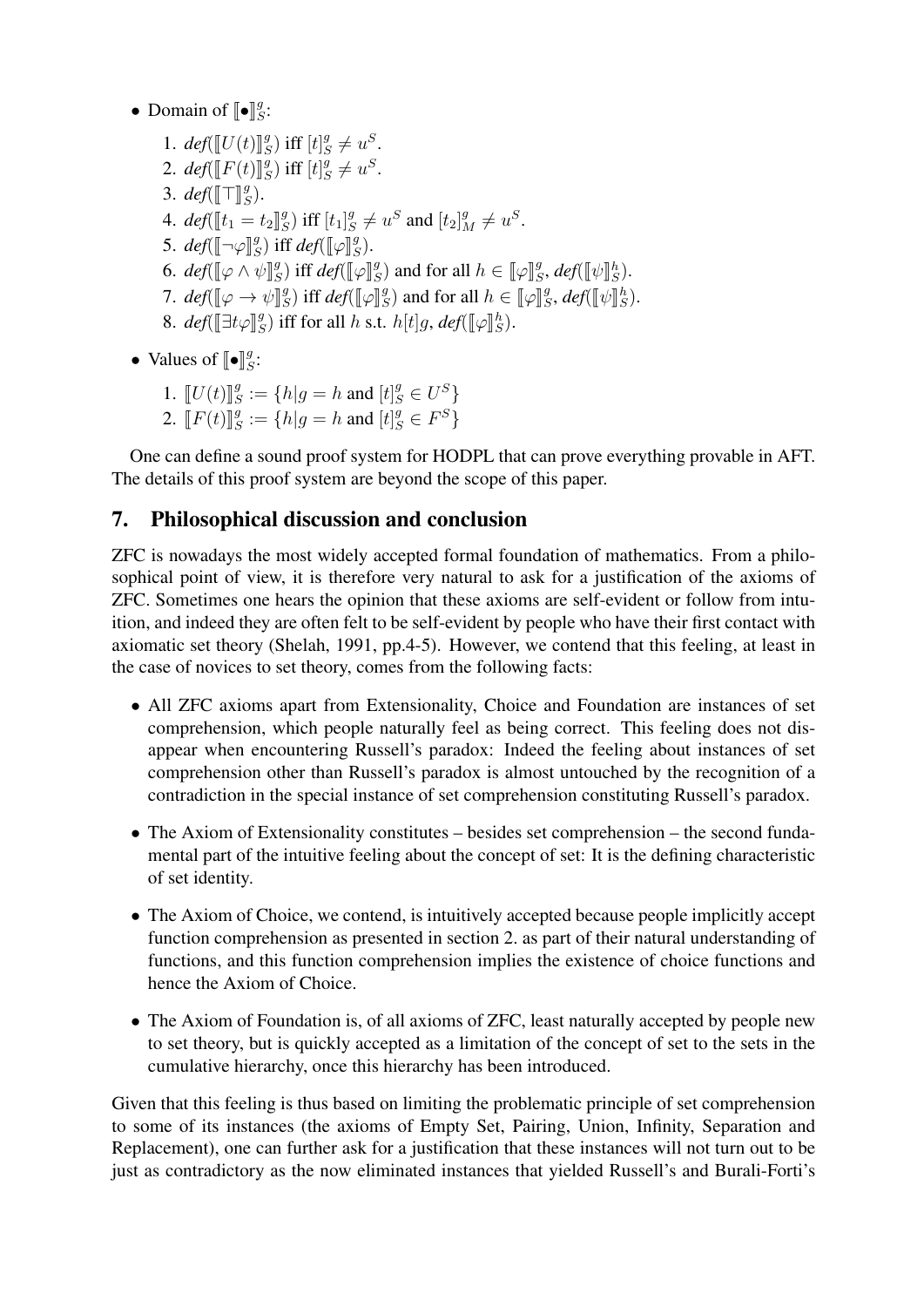- Domain of $[\![\bullet]\!]^g_S$:
  1. *def*($[\![U(t)]\!]^g_S$) iff $[t]^g_S \neq u^S$.
  2. *def*($[\![F(t)]\!]^g_S$) iff $[t]^g_S \neq u^S$.
  3. *def*($[\![\top]\!]^g_S$).
  4. *def*($[\![t_1 = t_2]\!]^g_S$) iff $[t_1]^g_S \neq u^S$ and $[t_2]^g_M \neq u^S$.
  5. *def*($[\![\neg\varphi]\!]^g_S$) iff *def*($[\![\varphi]\!]^g_S$).
  6. *def*($[\![\varphi \wedge \psi]\!]^g_S$) iff *def*($[\![\varphi]\!]^g_S$) and for all $h \in [\![\varphi]\!]^g_S$, *def*($[\![\psi]\!]^h_S$).
  7. *def*($[\![\varphi \rightarrow \psi]\!]^g_S$) iff *def*($[\![\varphi]\!]^g_S$) and for all $h \in [\![\varphi]\!]^g_S$, *def*($[\![\psi]\!]^h_S$).
  8. *def*($[\![\exists t\varphi]\!]^g_S$) iff for all $h$ s.t. $h[t]g$, *def*($[\![\varphi]\!]^h_S$).
- Values of $[\![\bullet]\!]^g_S$:
  1. $[\![U(t)]\!]^g_S := \{h | g = h \text{ and } [t]^g_S \in U^S\}$
  2. $[\![F(t)]\!]^g_S := \{h | g = h \text{ and } [t]^g_S \in F^S\}$

One can define a sound proof system for HODPL that can prove everything provable in AFT. The details of this proof system are beyond the scope of this paper.

## 7. Philosophical discussion and conclusion

ZFC is nowadays the most widely accepted formal foundation of mathematics. From a philosophical point of view, it is therefore very natural to ask for a justification of the axioms of ZFC. Sometimes one hears the opinion that these axioms are self-evident or follow from intuition, and indeed they are often felt to be self-evident by people who have their first contact with axiomatic set theory (Shelah, 1991, pp.4-5). However, we contend that this feeling, at least in the case of novices to set theory, comes from the following facts:

- All ZFC axioms apart from Extensionality, Choice and Foundation are instances of set comprehension, which people naturally feel as being correct. This feeling does not disappear when encountering Russell's paradox: Indeed the feeling about instances of set comprehension other than Russell's paradox is almost untouched by the recognition of a contradiction in the special instance of set comprehension constituting Russell's paradox.
- The Axiom of Extensionality constitutes – besides set comprehension – the second fundamental part of the intuitive feeling about the concept of set: It is the defining characteristic of set identity.
- The Axiom of Choice, we contend, is intuitively accepted because people implicitly accept function comprehension as presented in section 2. as part of their natural understanding of functions, and this function comprehension implies the existence of choice functions and hence the Axiom of Choice.
- The Axiom of Foundation is, of all axioms of ZFC, least naturally accepted by people new to set theory, but is quickly accepted as a limitation of the concept of set to the sets in the cumulative hierarchy, once this hierarchy has been introduced.

Given that this feeling is thus based on limiting the problematic principle of set comprehension to some of its instances (the axioms of Empty Set, Pairing, Union, Infinity, Separation and Replacement), one can further ask for a justification that these instances will not turn out to be just as contradictory as the now eliminated instances that yielded Russell's and Burali-Forti's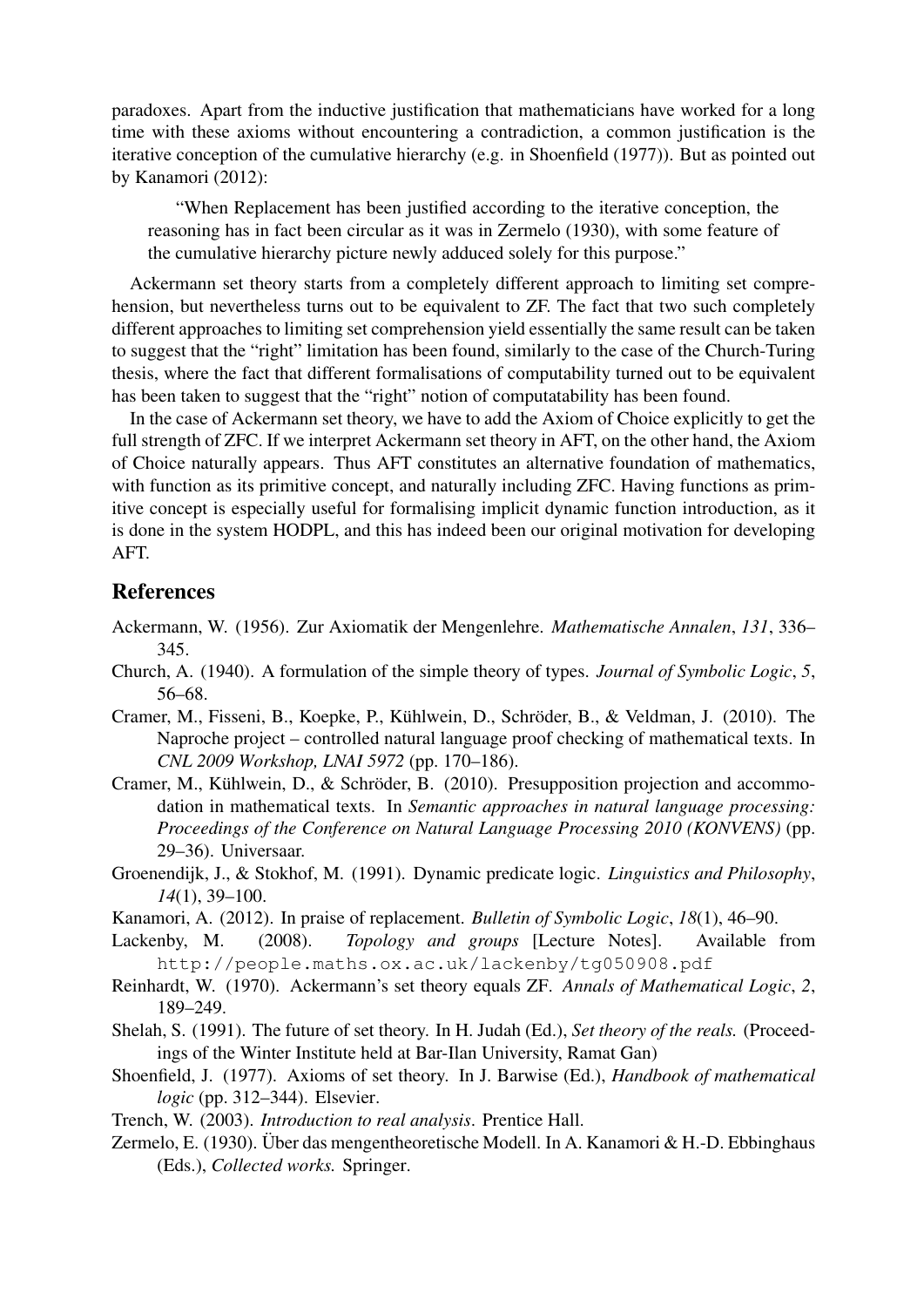paradoxes. Apart from the inductive justification that mathematicians have worked for a long time with these axioms without encountering a contradiction, a common justification is the iterative conception of the cumulative hierarchy (e.g. in Shoenfield (1977)). But as pointed out by Kanamori (2012):

> "When Replacement has been justified according to the iterative conception, the reasoning has in fact been circular as it was in Zermelo (1930), with some feature of the cumulative hierarchy picture newly adduced solely for this purpose."

Ackermann set theory starts from a completely different approach to limiting set comprehension, but nevertheless turns out to be equivalent to ZF. The fact that two such completely different approaches to limiting set comprehension yield essentially the same result can be taken to suggest that the "right" limitation has been found, similarly to the case of the Church-Turing thesis, where the fact that different formalisations of computability turned out to be equivalent has been taken to suggest that the "right" notion of computatability has been found.

In the case of Ackermann set theory, we have to add the Axiom of Choice explicitly to get the full strength of ZFC. If we interpret Ackermann set theory in AFT, on the other hand, the Axiom of Choice naturally appears. Thus AFT constitutes an alternative foundation of mathematics, with function as its primitive concept, and naturally including ZFC. Having functions as primitive concept is especially useful for formalising implicit dynamic function introduction, as it is done in the system HODPL, and this has indeed been our original motivation for developing AFT.

## References

Ackermann, W. (1956). Zur Axiomatik der Mengenlehre. *Mathematische Annalen*, *131*, 336–345.

Church, A. (1940). A formulation of the simple theory of types. *Journal of Symbolic Logic*, *5*, 56–68.

Cramer, M., Fisseni, B., Koepke, P., Kühlwein, D., Schröder, B., & Veldman, J. (2010). The Naproche project – controlled natural language proof checking of mathematical texts. In *CNL 2009 Workshop, LNAI 5972* (pp. 170–186).

Cramer, M., Kühlwein, D., & Schröder, B. (2010). Presupposition projection and accommodation in mathematical texts. In *Semantic approaches in natural language processing: Proceedings of the Conference on Natural Language Processing 2010 (KONVENS)* (pp. 29–36). Universaar.

Groenendijk, J., & Stokhof, M. (1991). Dynamic predicate logic. *Linguistics and Philosophy*, *14*(1), 39–100.

Kanamori, A. (2012). In praise of replacement. *Bulletin of Symbolic Logic*, *18*(1), 46–90.

Lackenby, M. (2008). *Topology and groups* [Lecture Notes]. Available from `http://people.maths.ox.ac.uk/lackenby/tg050908.pdf`

Reinhardt, W. (1970). Ackermann's set theory equals ZF. *Annals of Mathematical Logic*, *2*, 189–249.

Shelah, S. (1991). The future of set theory. In H. Judah (Ed.), *Set theory of the reals.* (Proceedings of the Winter Institute held at Bar-Ilan University, Ramat Gan)

Shoenfield, J. (1977). Axioms of set theory. In J. Barwise (Ed.), *Handbook of mathematical logic* (pp. 312–344). Elsevier.

Trench, W. (2003). *Introduction to real analysis*. Prentice Hall.

Zermelo, E. (1930). Über das mengentheoretische Modell. In A. Kanamori & H.-D. Ebbinghaus (Eds.), *Collected works.* Springer.